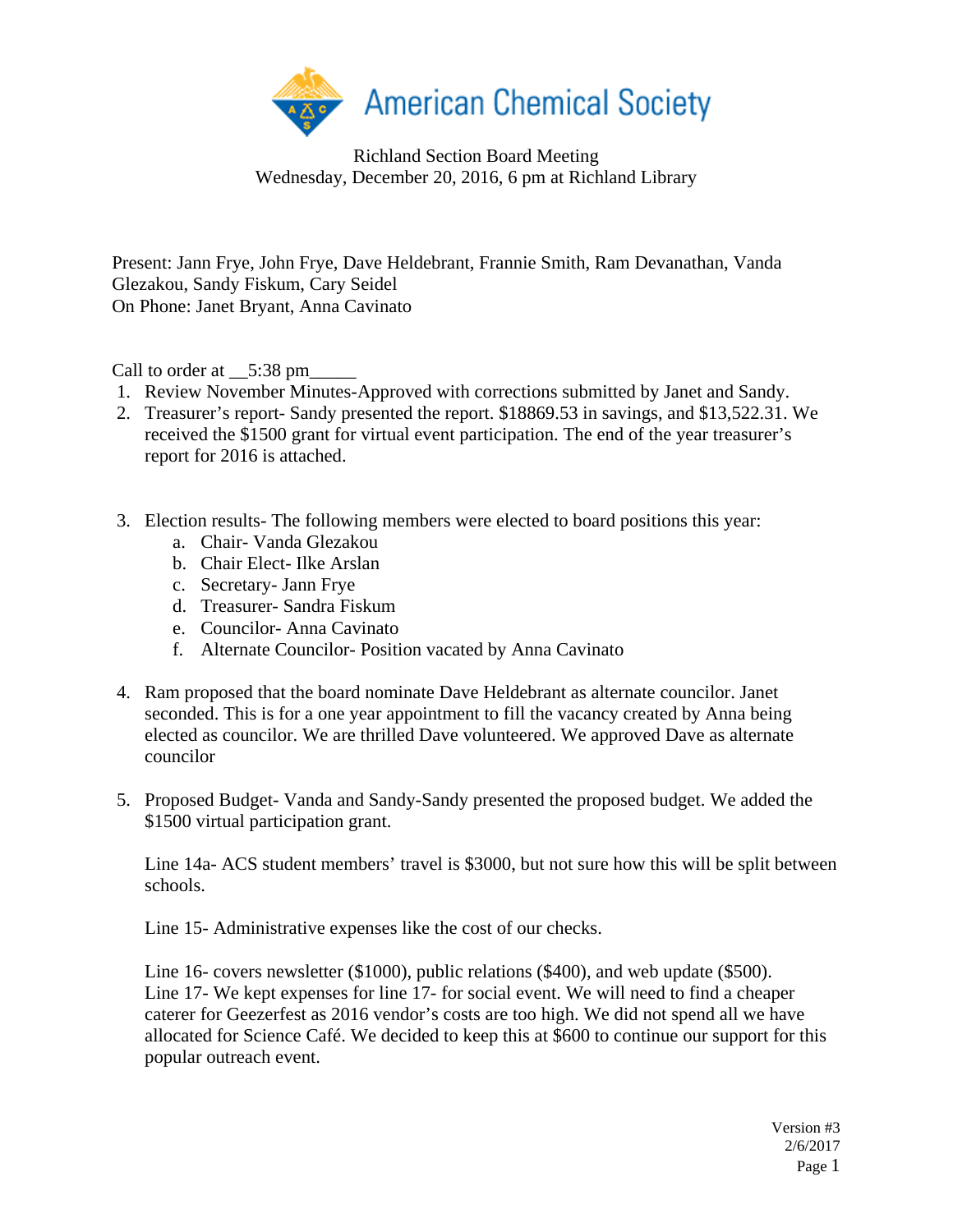American Chemical Society

Richland Section Board Meeting
Wednesday, December 20, 2016, 6 pm at Richland Library

Present: Jann Frye, John Frye, Dave Heldebrant, Frannie Smith, Ram Devanathan, Vanda Glezakou, Sandy Fiskum, Cary Seidel
On Phone: Janet Bryant, Anna Cavinato

Call to order at __5:38 pm_____

1. Review November Minutes-Approved with corrections submitted by Janet and Sandy.
2. Treasurer's report- Sandy presented the report. $18869.53 in savings, and $13,522.31. We received the $1500 grant for virtual event participation. The end of the year treasurer's report for 2016 is attached.

3. Election results- The following members were elected to board positions this year:
   a. Chair- Vanda Glezakou
   b. Chair Elect- Ilke Arslan
   c. Secretary- Jann Frye
   d. Treasurer- Sandra Fiskum
   e. Councilor- Anna Cavinato
   f. Alternate Councilor- Position vacated by Anna Cavinato

4. Ram proposed that the board nominate Dave Heldebrant as alternate councilor. Janet seconded. This is for a one year appointment to fill the vacancy created by Anna being elected as councilor. We are thrilled Dave volunteered. We approved Dave as alternate councilor

5. Proposed Budget- Vanda and Sandy-Sandy presented the proposed budget. We added the $1500 virtual participation grant.

   Line 14a- ACS student members' travel is $3000, but not sure how this will be split between schools.

   Line 15- Administrative expenses like the cost of our checks.

   Line 16- covers newsletter ($1000), public relations ($400), and web update ($500).
   Line 17- We kept expenses for line 17- for social event. We will need to find a cheaper caterer for Geezerfest as 2016 vendor's costs are too high. We did not spend all we have allocated for Science Café. We decided to keep this at $600 to continue our support for this popular outreach event.

Version #3
2/6/2017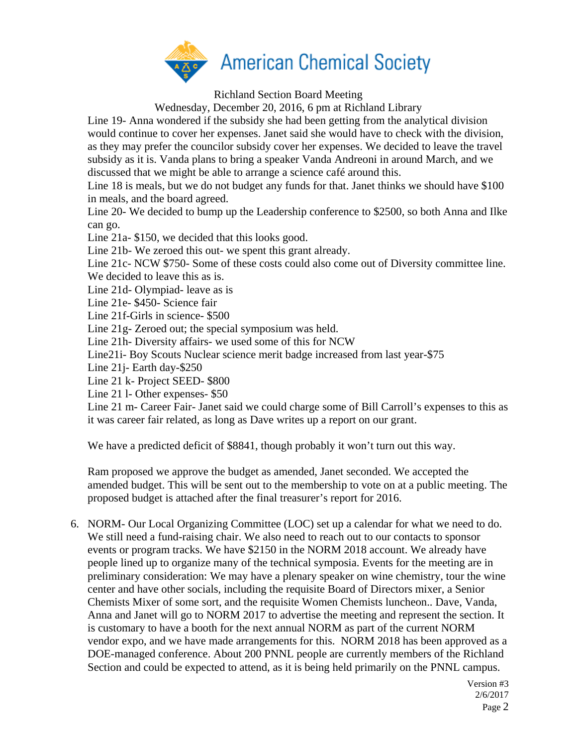Richland Section Board Meeting

Wednesday, December 20, 2016, 6 pm at Richland Library

Line 19- Anna wondered if the subsidy she had been getting from the analytical division would continue to cover her expenses. Janet said she would have to check with the division, as they may prefer the councilor subsidy cover her expenses. We decided to leave the travel subsidy as it is. Vanda plans to bring a speaker Vanda Andreoni in around March, and we discussed that we might be able to arrange a science café around this.

Line 18 is meals, but we do not budget any funds for that. Janet thinks we should have $100 in meals, and the board agreed.

Line 20- We decided to bump up the Leadership conference to $2500, so both Anna and Ilke can go.

Line 21a- $150, we decided that this looks good.

Line 21b- We zeroed this out- we spent this grant already.

Line 21c- NCW $750- Some of these costs could also come out of Diversity committee line. We decided to leave this as is.

Line 21d- Olympiad- leave as is

Line 21e- $450- Science fair

Line 21f-Girls in science- $500

Line 21g- Zeroed out; the special symposium was held.

Line 21h- Diversity affairs- we used some of this for NCW

Line21i- Boy Scouts Nuclear science merit badge increased from last year-$75

Line 21j- Earth day-$250

Line 21 k- Project SEED- $800

Line 21 l- Other expenses- $50

Line 21 m- Career Fair- Janet said we could charge some of Bill Carroll's expenses to this as it was career fair related, as long as Dave writes up a report on our grant.

We have a predicted deficit of $8841, though probably it won't turn out this way.

Ram proposed we approve the budget as amended, Janet seconded. We accepted the amended budget. This will be sent out to the membership to vote on at a public meeting. The proposed budget is attached after the final treasurer's report for 2016.

6. NORM- Our Local Organizing Committee (LOC) set up a calendar for what we need to do. We still need a fund-raising chair. We also need to reach out to our contacts to sponsor events or program tracks. We have $2150 in the NORM 2018 account. We already have people lined up to organize many of the technical symposia. Events for the meeting are in preliminary consideration: We may have a plenary speaker on wine chemistry, tour the wine center and have other socials, including the requisite Board of Directors mixer, a Senior Chemists Mixer of some sort, and the requisite Women Chemists luncheon.. Dave, Vanda, Anna and Janet will go to NORM 2017 to advertise the meeting and represent the section. It is customary to have a booth for the next annual NORM as part of the current NORM vendor expo, and we have made arrangements for this. NORM 2018 has been approved as a DOE-managed conference. About 200 PNNL people are currently members of the Richland Section and could be expected to attend, as it is being held primarily on the PNNL campus.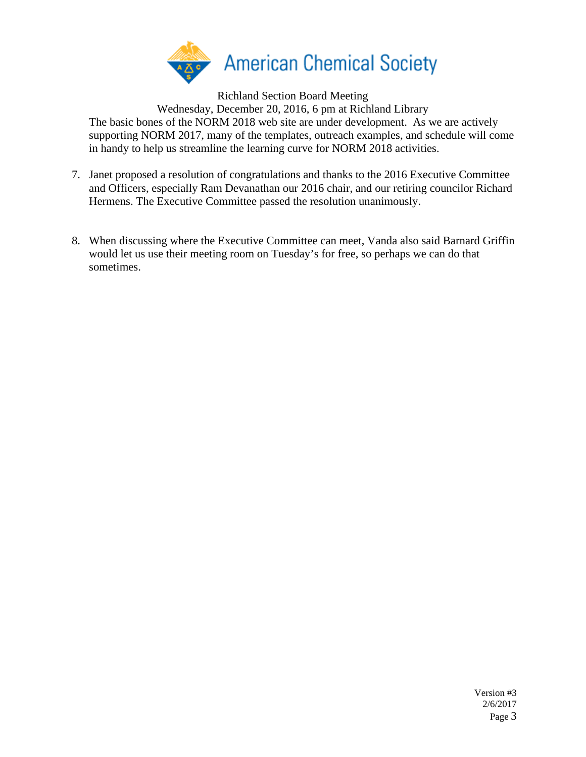The basic bones of the NORM 2018 web site are under development. As we are actively supporting NORM 2017, many of the templates, outreach examples, and schedule will come in handy to help us streamline the learning curve for NORM 2018 activities.

7. Janet proposed a resolution of congratulations and thanks to the 2016 Executive Committee and Officers, especially Ram Devanathan our 2016 chair, and our retiring councilor Richard Hermens. The Executive Committee passed the resolution unanimously.

8. When discussing where the Executive Committee can meet, Vanda also said Barnard Griffin would let us use their meeting room on Tuesday's for free, so perhaps we can do that sometimes.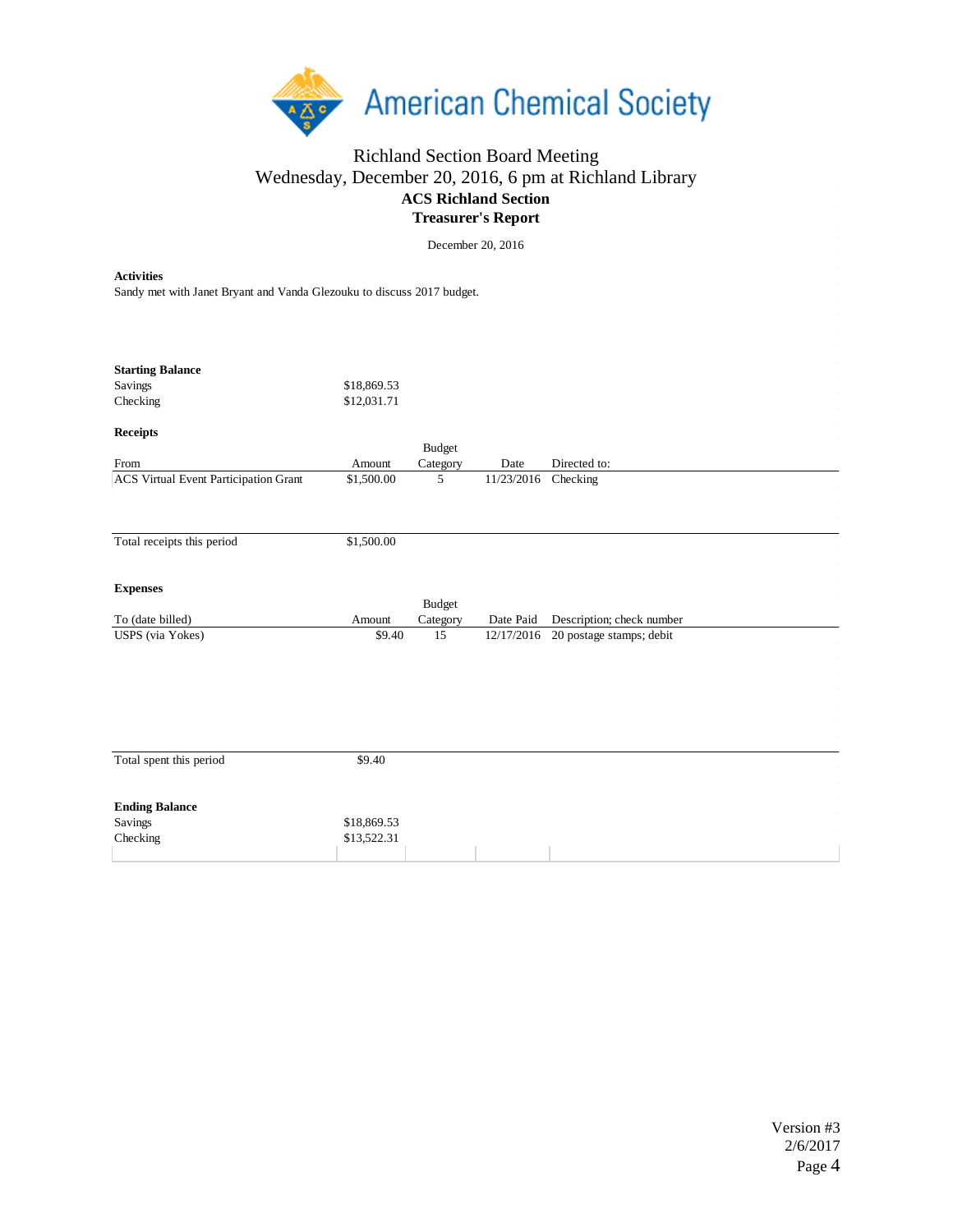# American Chemical Society

Richland Section Board Meeting
Wednesday, December 20, 2016, 6 pm at Richland Library

**ACS Richland Section**
**Treasurer's Report**

December 20, 2016

**Activities**

Sandy met with Janet Bryant and Vanda Glezouku to discuss 2017 budget.

**Starting Balance**

| | |
|---|---|
| Savings | $18,869.53 |
| Checking | $12,031.71 |

**Receipts**

| From | Amount | Budget Category | Date | Directed to: |
|---|---|---|---|---|
| ACS Virtual Event Participation Grant | $1,500.00 | 5 | 11/23/2016 | Checking |
| Total receipts this period | $1,500.00 | | | |

**Expenses**

| To (date billed) | Amount | Budget Category | Date Paid | Description; check number |
|---|---|---|---|---|
| USPS (via Yokes) | $9.40 | 15 | 12/17/2016 | 20 postage stamps; debit |
| Total spent this period | $9.40 | | | |

**Ending Balance**

| | |
|---|---|
| Savings | $18,869.53 |
| Checking | $13,522.31 |

Version #3
2/6/2017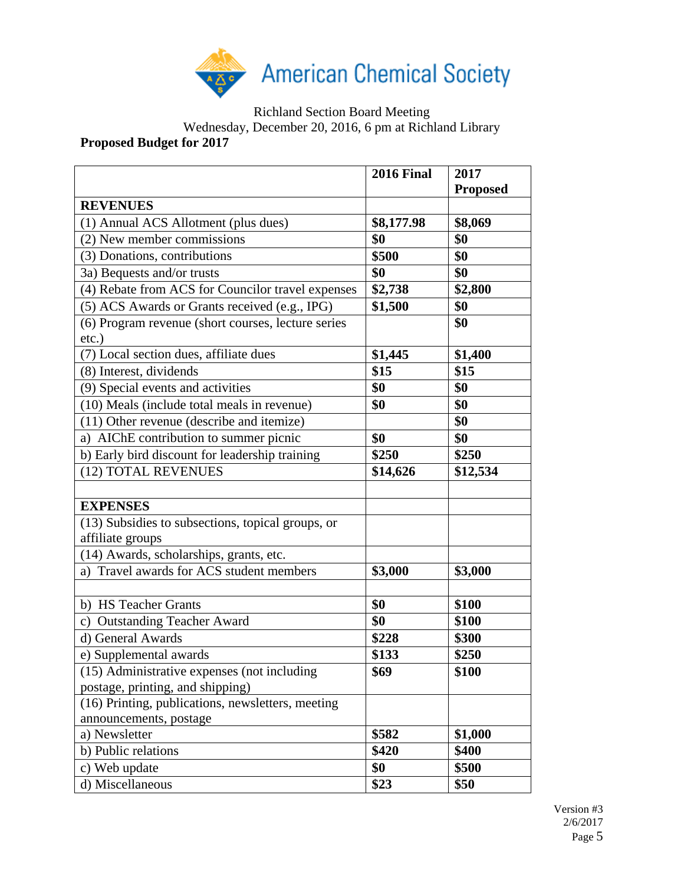Richland Section Board Meeting
Wednesday, December 20, 2016, 6 pm at Richland Library

**Proposed Budget for 2017**

| | **2016 Final** | **2017 Proposed** |
|---|---|---|
| **REVENUES** | | |
| (1) Annual ACS Allotment (plus dues) | **$8,177.98** | **$8,069** |
| (2) New member commissions | **$0** | **$0** |
| (3) Donations, contributions | **$500** | **$0** |
| 3a) Bequests and/or trusts | **$0** | **$0** |
| (4) Rebate from ACS for Councilor travel expenses | **$2,738** | **$2,800** |
| (5) ACS Awards or Grants received (e.g., IPG) | **$1,500** | **$0** |
| (6) Program revenue (short courses, lecture series etc.) | | **$0** |
| (7) Local section dues, affiliate dues | **$1,445** | **$1,400** |
| (8) Interest, dividends | **$15** | **$15** |
| (9) Special events and activities | **$0** | **$0** |
| (10) Meals (include total meals in revenue) | **$0** | **$0** |
| (11) Other revenue (describe and itemize) | | **$0** |
| a) AIChE contribution to summer picnic | **$0** | **$0** |
| b) Early bird discount for leadership training | **$250** | **$250** |
| (12) TOTAL REVENUES | **$14,626** | **$12,534** |
| | | |
| **EXPENSES** | | |
| (13) Subsidies to subsections, topical groups, or affiliate groups | | |
| (14) Awards, scholarships, grants, etc. | | |
| a) Travel awards for ACS student members | **$3,000** | **$3,000** |
| | | |
| b) HS Teacher Grants | **$0** | **$100** |
| c) Outstanding Teacher Award | **$0** | **$100** |
| d) General Awards | **$228** | **$300** |
| e) Supplemental awards | **$133** | **$250** |
| (15) Administrative expenses (not including postage, printing, and shipping) | **$69** | **$100** |
| (16) Printing, publications, newsletters, meeting announcements, postage | | |
| a) Newsletter | **$582** | **$1,000** |
| b) Public relations | **$420** | **$400** |
| c) Web update | **$0** | **$500** |
| d) Miscellaneous | **$23** | **$50** |

Version #3
2/6/2017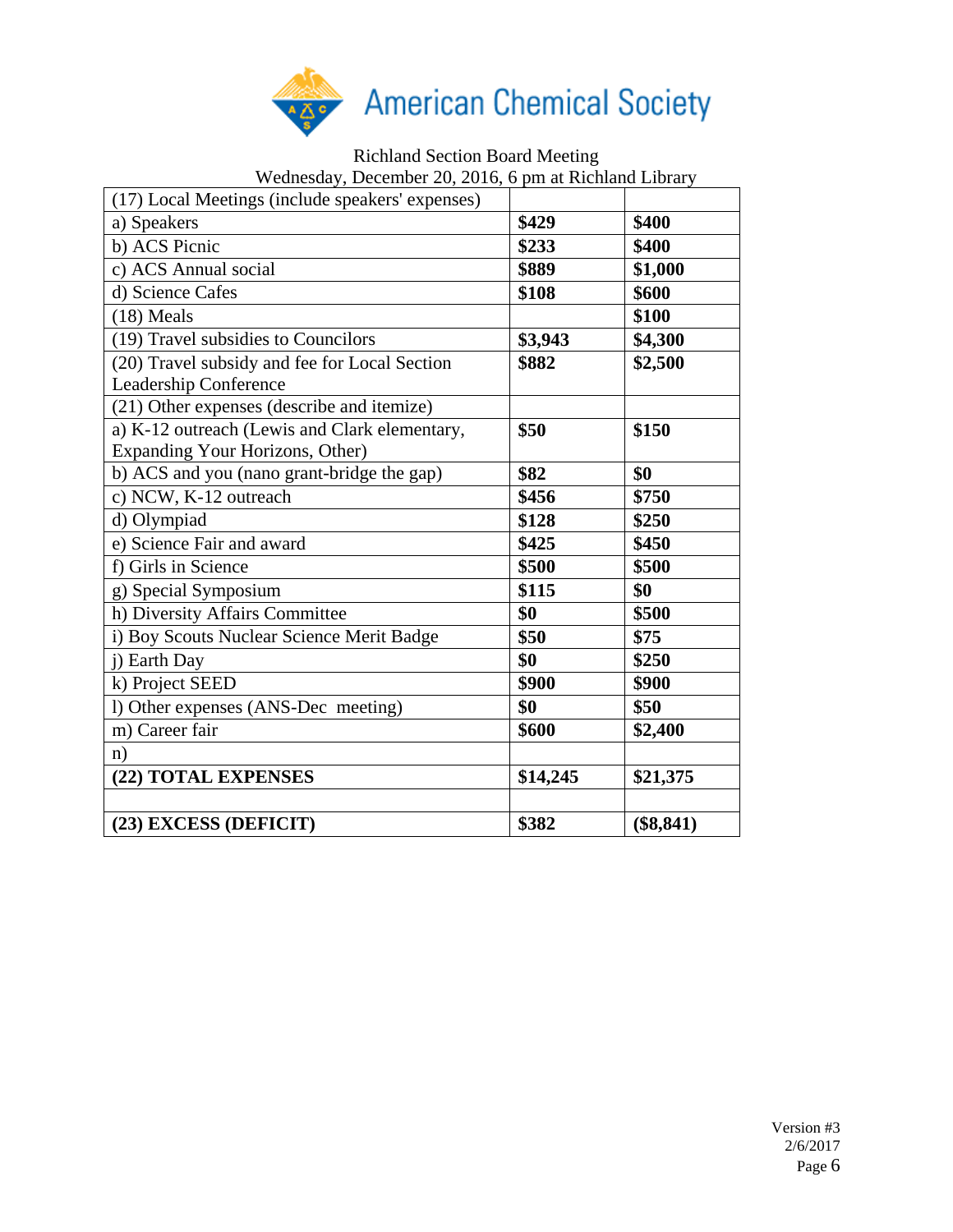American Chemical Society

Richland Section Board Meeting
Wednesday, December 20, 2016, 6 pm at Richland Library

| (17) Local Meetings (include speakers' expenses) | | |
|---|---|---|
| a) Speakers | **$429** | **$400** |
| b) ACS Picnic | **$233** | **$400** |
| c) ACS Annual social | **$889** | **$1,000** |
| d) Science Cafes | **$108** | **$600** |
| (18) Meals | | **$100** |
| (19) Travel subsidies to Councilors | **$3,943** | **$4,300** |
| (20) Travel subsidy and fee for Local Section Leadership Conference | **$882** | **$2,500** |
| (21) Other expenses (describe and itemize) | | |
| a) K-12 outreach (Lewis and Clark elementary, Expanding Your Horizons, Other) | **$50** | **$150** |
| b) ACS and you (nano grant-bridge the gap) | **$82** | **$0** |
| c) NCW, K-12 outreach | **$456** | **$750** |
| d) Olympiad | **$128** | **$250** |
| e) Science Fair and award | **$425** | **$450** |
| f) Girls in Science | **$500** | **$500** |
| g) Special Symposium | **$115** | **$0** |
| h) Diversity Affairs Committee | **$0** | **$500** |
| i) Boy Scouts Nuclear Science Merit Badge | **$50** | **$75** |
| j) Earth Day | **$0** | **$250** |
| k) Project SEED | **$900** | **$900** |
| l) Other expenses (ANS-Dec meeting) | **$0** | **$50** |
| m) Career fair | **$600** | **$2,400** |
| n) | | |
| **(22) TOTAL EXPENSES** | **$14,245** | **$21,375** |
| | | |
| **(23) EXCESS (DEFICIT)** | **$382** | **($8,841)** |

Version #3
2/6/2017